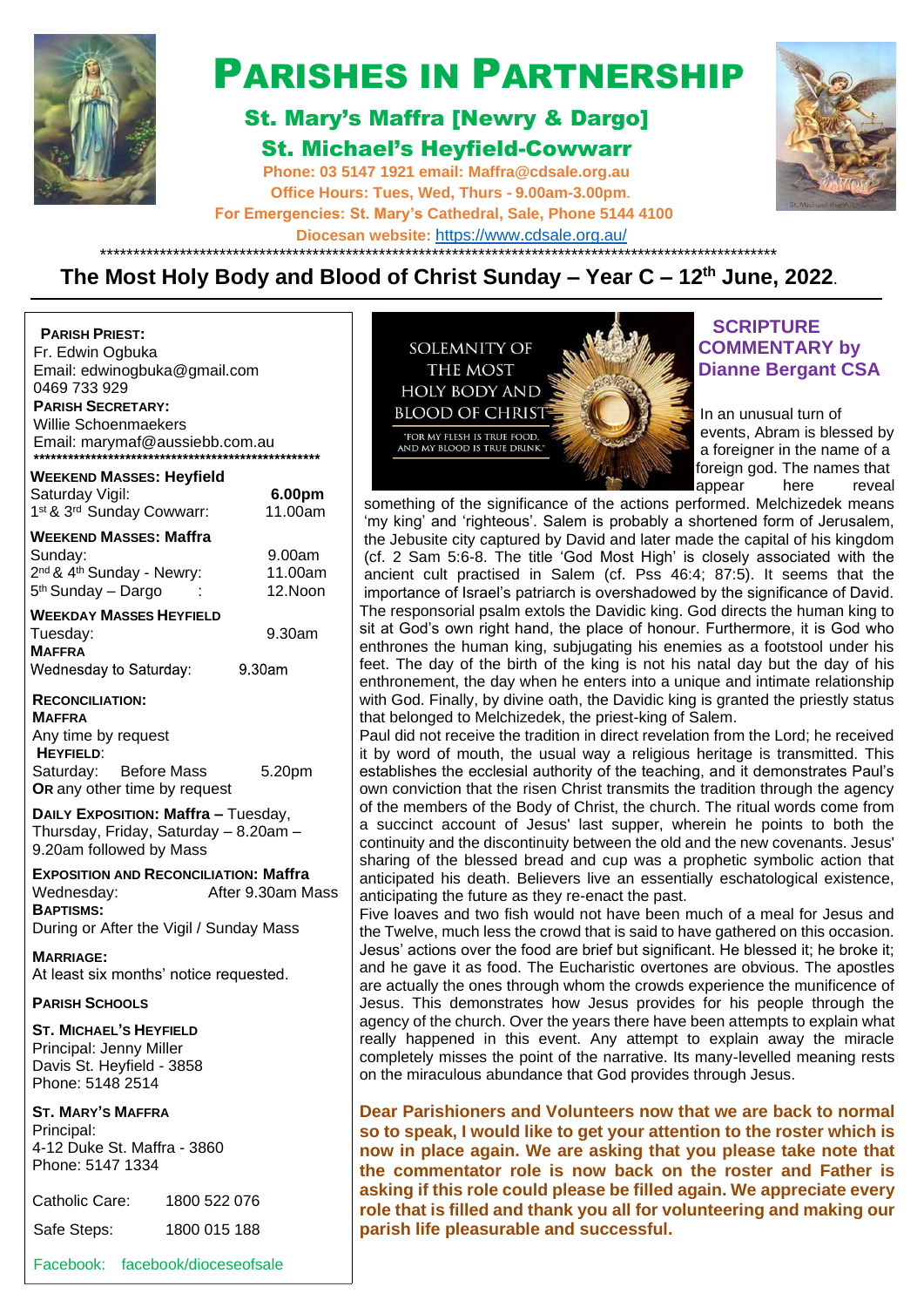# PARISHES IN PARTNERSHIP

## St. Mary's Maffra [Newry & Dargo]

## St. Michael's Heyfield-Cowwarr

**Phone: 03 5147 1921 email: Maffra@cdsale.org.au**
**Office Hours: Tues, Wed, Thurs - 9.00am-3.00pm.**
**For Emergencies: St. Mary's Cathedral, Sale, Phone 5144 4100**
**Diocesan website:** https://www.cdsale.org.au/

## The Most Holy Body and Blood of Christ Sunday – Year C – 12th June, 2022.

**PARISH PRIEST:**
Fr. Edwin Ogbuka
Email: edwinogbuka@gmail.com
0469 733 929

**PARISH SECRETARY:**
Willie Schoenmaekers
Email: marymaf@aussiebb.com.au

**WEEKEND MASSES: Heyfield**

| | |
|---|---|
| Saturday Vigil: | **6.00pm** |
| 1st & 3rd Sunday Cowwarr: | 11.00am |

**WEEKEND MASSES: Maffra**

| | |
|---|---|
| Sunday: | 9.00am |
| 2nd & 4th Sunday - Newry: | 11.00am |
| 5th Sunday – Dargo : | 12.Noon |

**WEEKDAY MASSES HEYFIELD**

| | |
|---|---|
| Tuesday: | 9.30am |

**MAFFRA**

| | |
|---|---|
| Wednesday to Saturday: | 9.30am |

**RECONCILIATION:**
**MAFFRA**
Any time by request
**HEYFIELD:**
Saturday: Before Mass 5.20pm
**OR** any other time by request

**DAILY EXPOSITION: Maffra –** Tuesday, Thursday, Friday, Saturday – 8.20am – 9.20am followed by Mass

**EXPOSITION AND RECONCILIATION: Maffra**
Wednesday: After 9.30am Mass

**BAPTISMS:**
During or After the Vigil / Sunday Mass

**MARRIAGE:**
At least six months' notice requested.

**PARISH SCHOOLS**

**ST. MICHAEL'S HEYFIELD**
Principal: Jenny Miller
Davis St. Heyfield - 3858
Phone: 5148 2514

**ST. MARY'S MAFFRA**
Principal:
4-12 Duke St. Maffra - 3860
Phone: 5147 1334

| | |
|---|---|
| Catholic Care: | 1800 522 076 |
| Safe Steps: | 1800 015 188 |

Facebook: facebook/dioceseofsale

SOLEMNITY OF THE MOST HOLY BODY AND BLOOD OF CHRIST

"FOR MY FLESH IS TRUE FOOD, AND MY BLOOD IS TRUE DRINK."

### SCRIPTURE COMMENTARY by Dianne Bergant CSA

In an unusual turn of events, Abram is blessed by a foreigner in the name of a foreign god. The names that appear here reveal something of the significance of the actions performed. Melchizedek means 'my king' and 'righteous'. Salem is probably a shortened form of Jerusalem, the Jebusite city captured by David and later made the capital of his kingdom (cf. 2 Sam 5:6-8. The title 'God Most High' is closely associated with the ancient cult practised in Salem (cf. Pss 46:4; 87:5). It seems that the importance of Israel's patriarch is overshadowed by the significance of David.
The responsorial psalm extols the Davidic king. God directs the human king to sit at God's own right hand, the place of honour. Furthermore, it is God who enthrones the human king, subjugating his enemies as a footstool under his feet. The day of the birth of the king is not his natal day but the day of his enthronement, the day when he enters into a unique and intimate relationship with God. Finally, by divine oath, the Davidic king is granted the priestly status that belonged to Melchizedek, the priest-king of Salem.
Paul did not receive the tradition in direct revelation from the Lord; he received it by word of mouth, the usual way a religious heritage is transmitted. This establishes the ecclesial authority of the teaching, and it demonstrates Paul's own conviction that the risen Christ transmits the tradition through the agency of the members of the Body of Christ, the church. The ritual words come from a succinct account of Jesus' last supper, wherein he points to both the continuity and the discontinuity between the old and the new covenants. Jesus' sharing of the blessed bread and cup was a prophetic symbolic action that anticipated his death. Believers live an essentially eschatological existence, anticipating the future as they re-enact the past.
Five loaves and two fish would not have been much of a meal for Jesus and the Twelve, much less the crowd that is said to have gathered on this occasion. Jesus' actions over the food are brief but significant. He blessed it; he broke it; and he gave it as food. The Eucharistic overtones are obvious. The apostles are actually the ones through whom the crowds experience the munificence of Jesus. This demonstrates how Jesus provides for his people through the agency of the church. Over the years there have been attempts to explain what really happened in this event. Any attempt to explain away the miracle completely misses the point of the narrative. Its many-levelled meaning rests on the miraculous abundance that God provides through Jesus.

**Dear Parishioners and Volunteers now that we are back to normal so to speak, I would like to get your attention to the roster which is now in place again. We are asking that you please take note that the commentator role is now back on the roster and Father is asking if this role could please be filled again. We appreciate every role that is filled and thank you all for volunteering and making our parish life pleasurable and successful.**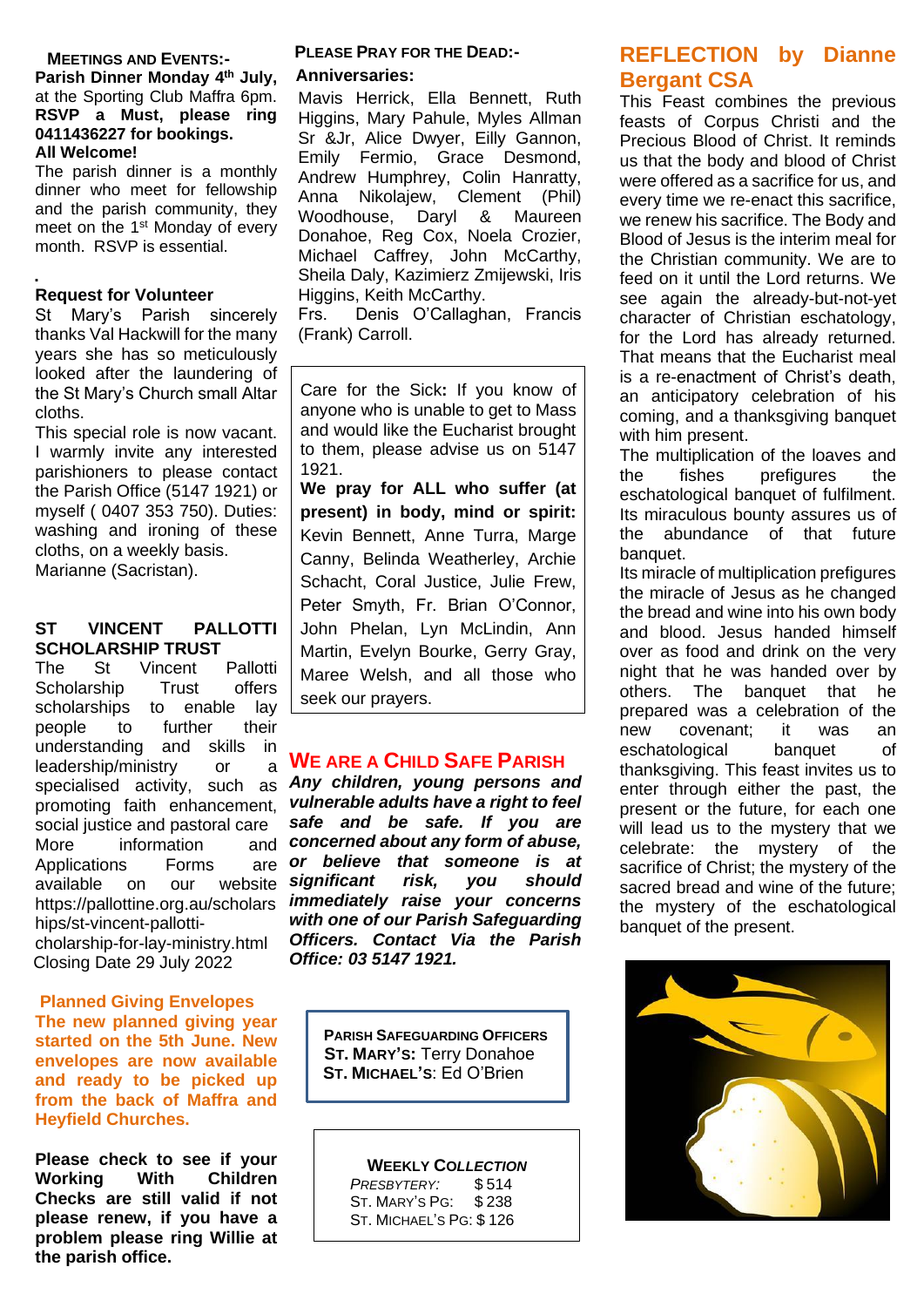## MEETINGS AND EVENTS:-

**Parish Dinner Monday 4th July,** at the Sporting Club Maffra 6pm. **RSVP a Must, please ring 0411436227 for bookings. All Welcome!**

The parish dinner is a monthly dinner who meet for fellowship and the parish community, they meet on the 1st Monday of every month. RSVP is essential.

**Request for Volunteer**

St Mary's Parish sincerely thanks Val Hackwill for the many years she has so meticulously looked after the laundering of the St Mary's Church small Altar cloths.

This special role is now vacant. I warmly invite any interested parishioners to please contact the Parish Office (5147 1921) or myself ( 0407 353 750). Duties: washing and ironing of these cloths, on a weekly basis.

Marianne (Sacristan).

**ST VINCENT PALLOTTI SCHOLARSHIP TRUST**

The St Vincent Pallotti Scholarship Trust offers scholarships to enable lay people to further their understanding and skills in leadership/ministry or a specialised activity, such as promoting faith enhancement, social justice and pastoral care More information and Applications Forms are available on our website https://pallottine.org.au/scholarships/st-vincent-pallotti-cholarship-for-lay-ministry.html Closing Date 29 July 2022

**Planned Giving Envelopes**

**The new planned giving year started on the 5th June. New envelopes are now available and ready to be picked up from the back of Maffra and Heyfield Churches.**

**Please check to see if your Working With Children Checks are still valid if not please renew, if you have a problem please ring Willie at the parish office.**

## PLEASE PRAY FOR THE DEAD:-

**Anniversaries:**

Mavis Herrick, Ella Bennett, Ruth Higgins, Mary Pahule, Myles Allman Sr &Jr, Alice Dwyer, Eilly Gannon, Emily Fermio, Grace Desmond, Andrew Humphrey, Colin Hanratty, Anna Nikolajew, Clement (Phil) Woodhouse, Daryl & Maureen Donahoe, Reg Cox, Noela Crozier, Michael Caffrey, John McCarthy, Sheila Daly, Kazimierz Zmijewski, Iris Higgins, Keith McCarthy.

Frs. Denis O'Callaghan, Francis (Frank) Carroll.

Care for the Sick**:** If you know of anyone who is unable to get to Mass and would like the Eucharist brought to them, please advise us on 5147 1921.

**We pray for ALL who suffer (at present) in body, mind or spirit:** Kevin Bennett, Anne Turra, Marge Canny, Belinda Weatherley, Archie Schacht, Coral Justice, Julie Frew, Peter Smyth, Fr. Brian O'Connor, John Phelan, Lyn McLindin, Ann Martin, Evelyn Bourke, Gerry Gray, Maree Welsh, and all those who seek our prayers.

## WE ARE A CHILD SAFE PARISH

***Any children, young persons and vulnerable adults have a right to feel safe and be safe. If you are concerned about any form of abuse, or believe that someone is at significant risk, you should immediately raise your concerns with one of our Parish Safeguarding Officers. Contact Via the Parish Office: 03 5147 1921.***

**PARISH SAFEGUARDING OFFICERS**
**ST. MARY'S:** Terry Donahoe
**ST. MICHAEL'S**: Ed O'Brien

**WEEKLY COLLECTION**

| | |
|---|---|
| *PRESBYTERY:* | $514 |
| ST. MARY'S PG: | $238 |
| ST. MICHAEL'S PG: | $126 |

## REFLECTION by Dianne Bergant CSA

This Feast combines the previous feasts of Corpus Christi and the Precious Blood of Christ. It reminds us that the body and blood of Christ were offered as a sacrifice for us, and every time we re-enact this sacrifice, we renew his sacrifice. The Body and Blood of Jesus is the interim meal for the Christian community. We are to feed on it until the Lord returns. We see again the already-but-not-yet character of Christian eschatology, for the Lord has already returned. That means that the Eucharist meal is a re-enactment of Christ's death, an anticipatory celebration of his coming, and a thanksgiving banquet with him present.

The multiplication of the loaves and the fishes prefigures the eschatological banquet of fulfilment. Its miraculous bounty assures us of the abundance of that future banquet.

Its miracle of multiplication prefigures the miracle of Jesus as he changed the bread and wine into his own body and blood. Jesus handed himself over as food and drink on the very night that he was handed over by others. The banquet that he prepared was a celebration of the new covenant; it was an eschatological banquet of thanksgiving. This feast invites us to enter through either the past, the present or the future, for each one will lead us to the mystery that we celebrate: the mystery of the sacrifice of Christ; the mystery of the sacred bread and wine of the future; the mystery of the eschatological banquet of the present.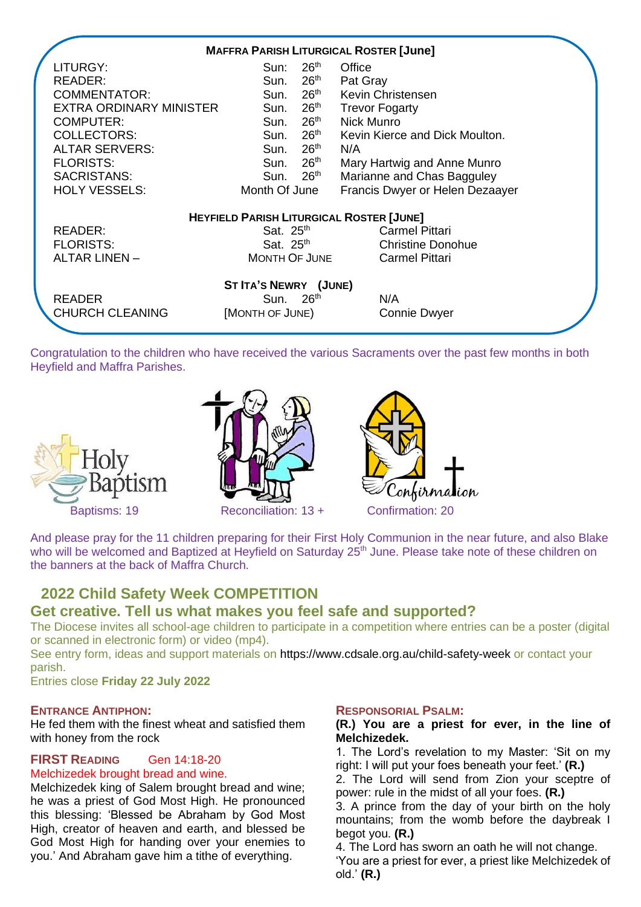## MAFFRA PARISH LITURGICAL ROSTER [June]

| | | |
|---|---|---|
| LITURGY: | Sun: 26th | Office |
| READER: | Sun. 26th | Pat Gray |
| COMMENTATOR: | Sun. 26th | Kevin Christensen |
| EXTRA ORDINARY MINISTER | Sun. 26th | Trevor Fogarty |
| COMPUTER: | Sun. 26th | Nick Munro |
| COLLECTORS: | Sun. 26th | Kevin Kierce and Dick Moulton. |
| ALTAR SERVERS: | Sun. 26th | N/A |
| FLORISTS: | Sun. 26th | Mary Hartwig and Anne Munro |
| SACRISTANS: | Sun. 26th | Marianne and Chas Bagguley |
| HOLY VESSELS: | Month Of June | Francis Dwyer or Helen Dezaayer |

## HEYFIELD PARISH LITURGICAL ROSTER [JUNE]

| | | |
|---|---|---|
| READER: | Sat. 25th | Carmel Pittari |
| FLORISTS: | Sat. 25th | Christine Donohue |
| ALTAR LINEN – | MONTH OF JUNE | Carmel Pittari |

## ST ITA'S NEWRY (JUNE)

| | | |
|---|---|---|
| READER | Sun. 26th | N/A |
| CHURCH CLEANING | [MONTH OF JUNE] | Connie Dwyer |

Congratulation to the children who have received the various Sacraments over the past few months in both Heyfield and Maffra Parishes.

Baptisms: 19 Reconciliation: 13 + Confirmation: 20

And please pray for the 11 children preparing for their First Holy Communion in the near future, and also Blake who will be welcomed and Baptized at Heyfield on Saturday 25th June. Please take note of these children on the banners at the back of Maffra Church.

## 2022 Child Safety Week COMPETITION

## Get creative. Tell us what makes you feel safe and supported?

The Diocese invites all school-age children to participate in a competition where entries can be a poster (digital or scanned in electronic form) or video (mp4).

See entry form, ideas and support materials on https://www.cdsale.org.au/child-safety-week or contact your parish.

Entries close **Friday 22 July 2022**

### ENTRANCE ANTIPHON:

He fed them with the finest wheat and satisfied them with honey from the rock

### FIRST READING Gen 14:18-20

Melchizedek brought bread and wine.

Melchizedek king of Salem brought bread and wine; he was a priest of God Most High. He pronounced this blessing: 'Blessed be Abraham by God Most High, creator of heaven and earth, and blessed be God Most High for handing over your enemies to you.' And Abraham gave him a tithe of everything.

### RESPONSORIAL PSALM:

**(R.) You are a priest for ever, in the line of Melchizedek.**

1. The Lord's revelation to my Master: 'Sit on my right: I will put your foes beneath your feet.' **(R.)**
2. The Lord will send from Zion your sceptre of power: rule in the midst of all your foes. **(R.)**
3. A prince from the day of your birth on the holy mountains; from the womb before the daybreak I begot you. **(R.)**
4. The Lord has sworn an oath he will not change. 'You are a priest for ever, a priest like Melchizedek of old.' **(R.)**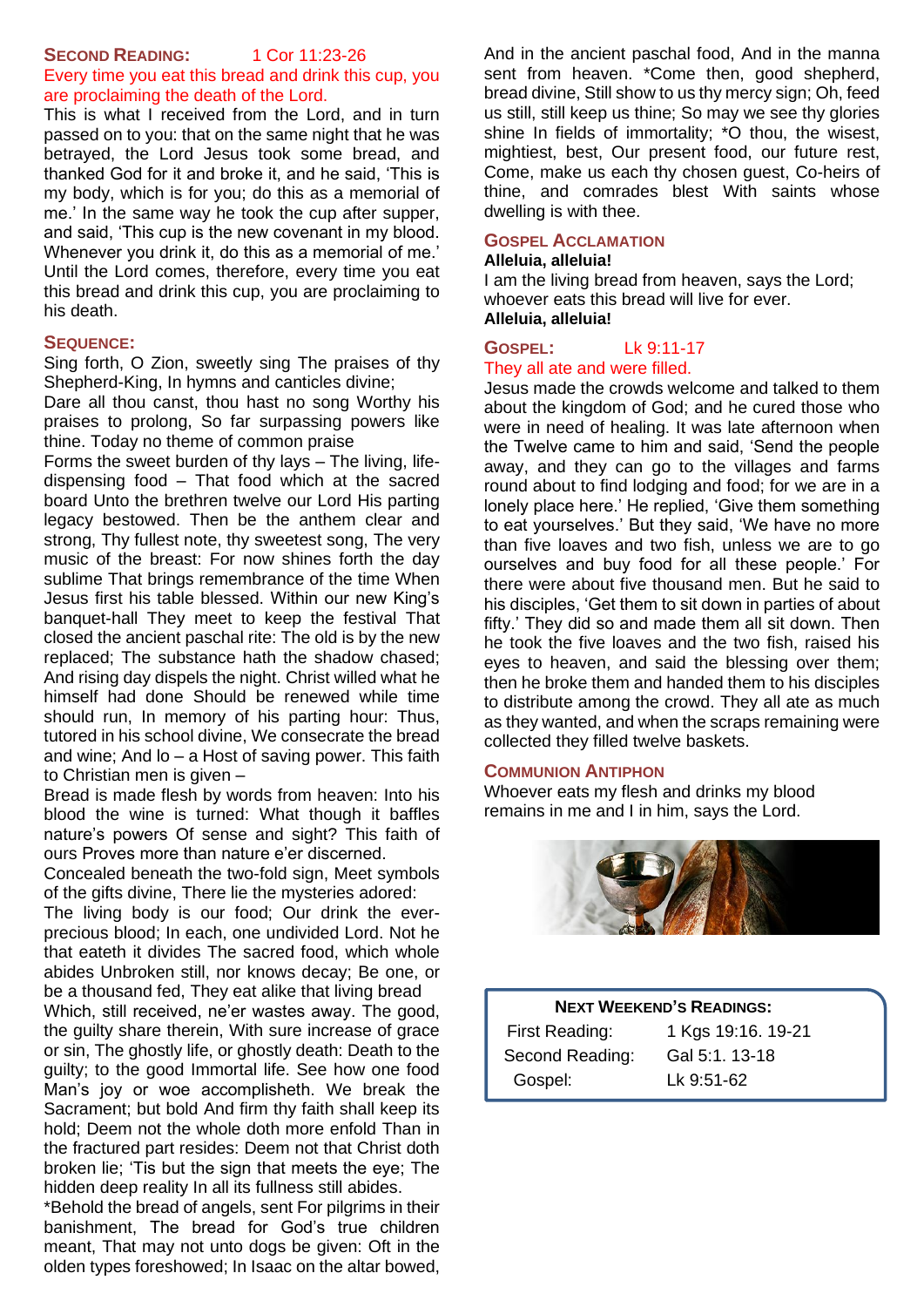## Second Reading: 1 Cor 11:23-26

Every time you eat this bread and drink this cup, you are proclaiming the death of the Lord.

This is what I received from the Lord, and in turn passed on to you: that on the same night that he was betrayed, the Lord Jesus took some bread, and thanked God for it and broke it, and he said, 'This is my body, which is for you; do this as a memorial of me.' In the same way he took the cup after supper, and said, 'This cup is the new covenant in my blood. Whenever you drink it, do this as a memorial of me.' Until the Lord comes, therefore, every time you eat this bread and drink this cup, you are proclaiming his death.

## Sequence:

Sing forth, O Zion, sweetly sing The praises of thy Shepherd-King, In hymns and canticles divine;

Dare all thou canst, thou hast no song Worthy his praises to prolong, So far surpassing powers like thine. Today no theme of common praise

Forms the sweet burden of thy lays – The living, life-dispensing food – That food which at the sacred board Unto the brethren twelve our Lord His parting legacy bestowed. Then be the anthem clear and strong, Thy fullest note, thy sweetest song, The very music of the breast: For now shines forth the day sublime That brings remembrance of the time When Jesus first his table blessed. Within our new King's banquet-hall They meet to keep the festival That closed the ancient paschal rite: The old is by the new replaced; The substance hath the shadow chased; And rising day dispels the night. Christ willed what he himself had done Should be renewed while time should run, In memory of his parting hour: Thus, tutored in his school divine, We consecrate the bread and wine; And lo – a Host of saving power. This faith to Christian men is given –

Bread is made flesh by words from heaven: Into his blood the wine is turned: What though it baffles nature's powers Of sense and sight? This faith of ours Proves more than nature e'er discerned.

Concealed beneath the two-fold sign, Meet symbols of the gifts divine, There lie the mysteries adored:

The living body is our food; Our drink the ever-precious blood; In each, one undivided Lord. Not he that eateth it divides The sacred food, which whole abides Unbroken still, nor knows decay; Be one, or be a thousand fed, They eat alike that living bread

Which, still received, ne'er wastes away. The good, the guilty share therein, With sure increase of grace or sin, The ghostly life, or ghostly death: Death to the guilty; to the good Immortal life. See how one food Man's joy or woe accomplisheth. We break the Sacrament; but bold And firm thy faith shall keep its hold; Deem not the whole doth more enfold Than in the fractured part resides: Deem not that Christ doth broken lie; 'Tis but the sign that meets the eye; The hidden deep reality In all its fullness still abides.

*Behold the bread of angels, sent For pilgrims in their banishment, The bread for God's true children meant, That may not unto dogs be given: Oft in the olden types foreshowed; In Isaac on the altar bowed, And in the ancient paschal food, And in the manna sent from heaven. *Come then, good shepherd, bread divine, Still show to us thy mercy sign; Oh, feed us still, still keep us thine; So may we see thy glories shine In fields of immortality; *O thou, the wisest, mightiest, best, Our present food, our future rest, Come, make us each thy chosen guest, Co-heirs of thine, and comrades blest With saints whose dwelling is with thee.

## Gospel Acclamation

**Alleluia, alleluia!**
I am the living bread from heaven, says the Lord;
whoever eats this bread will live for ever.
**Alleluia, alleluia!**

## Gospel: Lk 9:11-17

They all ate and were filled.

Jesus made the crowds welcome and talked to them about the kingdom of God; and he cured those who were in need of healing. It was late afternoon when the Twelve came to him and said, 'Send the people away, and they can go to the villages and farms round about to find lodging and food; for we are in a lonely place here.' He replied, 'Give them something to eat yourselves.' But they said, 'We have no more than five loaves and two fish, unless we are to go ourselves and buy food for all these people.' For there were about five thousand men. But he said to his disciples, 'Get them to sit down in parties of about fifty.' They did so and made them all sit down. Then he took the five loaves and the two fish, raised his eyes to heaven, and said the blessing over them; then he broke them and handed them to his disciples to distribute among the crowd. They all ate as much as they wanted, and when the scraps remaining were collected they filled twelve baskets.

## Communion Antiphon

Whoever eats my flesh and drinks my blood
remains in me and I in him, says the Lord.

**Next Weekend's Readings:**

| | |
|---|---|
| First Reading: | 1 Kgs 19:16. 19-21 |
| Second Reading: | Gal 5:1. 13-18 |
| Gospel: | Lk 9:51-62 |